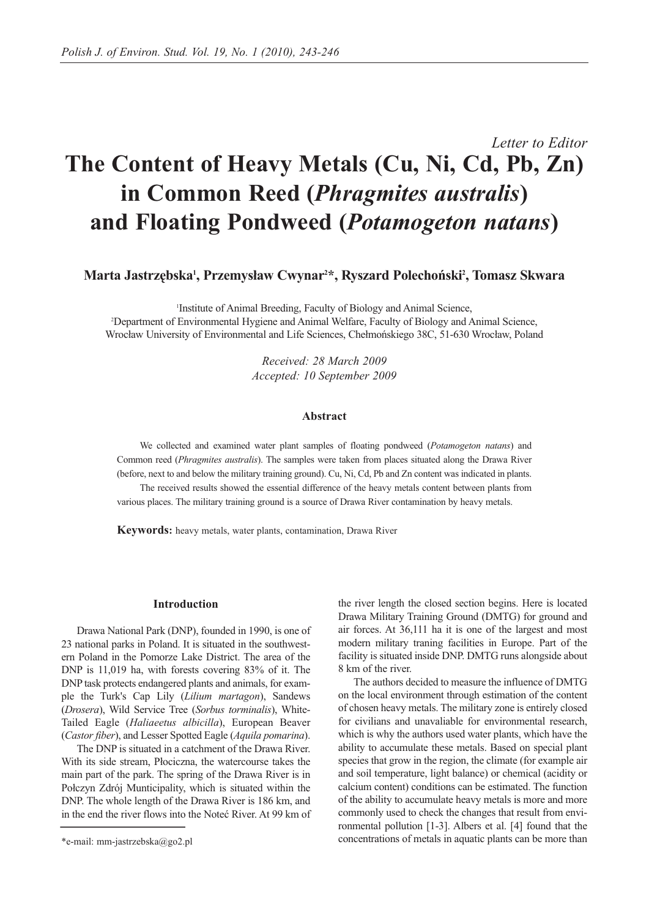*Letter to Editor*

# The Content of Heavy Metals (Cu, Ni, Cd, Pb, Zn) in Common Reed (*Phragmites australis*) and Floating Pondweed (*Potamogeton natans*)

**Marta Jastrzębska[1], Przemysław Cwynar[2]*, Ryszard Polechoński[2], Tomasz Skwara**

[1]Institute of Animal Breeding, Faculty of Biology and Animal Science,
[2]Department of Environmental Hygiene and Animal Welfare, Faculty of Biology and Animal Science,
Wrocław University of Environmental and Life Sciences, Chełmońskiego 38C, 51-630 Wrocław, Poland

*Received: 28 March 2009*
*Accepted: 10 September 2009*

### Abstract

We collected and examined water plant samples of floating pondweed (*Potamogeton natans*) and Common reed (*Phragmites australis*). The samples were taken from places situated along the Drawa River (before, next to and below the military training ground). Cu, Ni, Cd, Pb and Zn content was indicated in plants.

The received results showed the essential difference of the heavy metals content between plants from various places. The military training ground is a source of Drawa River contamination by heavy metals.

**Keywords:** heavy metals, water plants, contamination, Drawa River

## Introduction

Drawa National Park (DNP), founded in 1990, is one of 23 national parks in Poland. It is situated in the southwestern Poland in the Pomorze Lake District. The area of the DNP is 11,019 ha, with forests covering 83% of it. The DNP task protects endangered plants and animals, for example the Turk's Cap Lily (*Lilium martagon*), Sandews (*Drosera*), Wild Service Tree (*Sorbus torminalis*), White-Tailed Eagle (*Haliaeetus albicilla*), European Beaver (*Castor fiber*), and Lesser Spotted Eagle (*Aquila pomarina*).

The DNP is situated in a catchment of the Drawa River. With its side stream, Płociczna, the watercourse takes the main part of the park. The spring of the Drawa River is in Połczyn Zdrój Munticipality, which is situated within the DNP. The whole length of the Drawa River is 186 km, and in the end the river flows into the Noteć River. At 99 km of the river length the closed section begins. Here is located Drawa Military Training Ground (DMTG) for ground and air forces. At 36,111 ha it is one of the largest and most modern military traning facilities in Europe. Part of the facility is situated inside DNP. DMTG runs alongside about 8 km of the river.

The authors decided to measure the influence of DMTG on the local environment through estimation of the content of chosen heavy metals. The military zone is entirely closed for civilians and unavaliable for environmental research, which is why the authors used water plants, which have the ability to accumulate these metals. Based on special plant species that grow in the region, the climate (for example air and soil temperature, light balance) or chemical (acidity or calcium content) conditions can be estimated. The function of the ability to accumulate heavy metals is more and more commonly used to check the changes that result from environmental pollution [1-3]. Albers et al. [4] found that the concentrations of metals in aquatic plants can be more than

*e-mail: mm-jastrzebska@go2.pl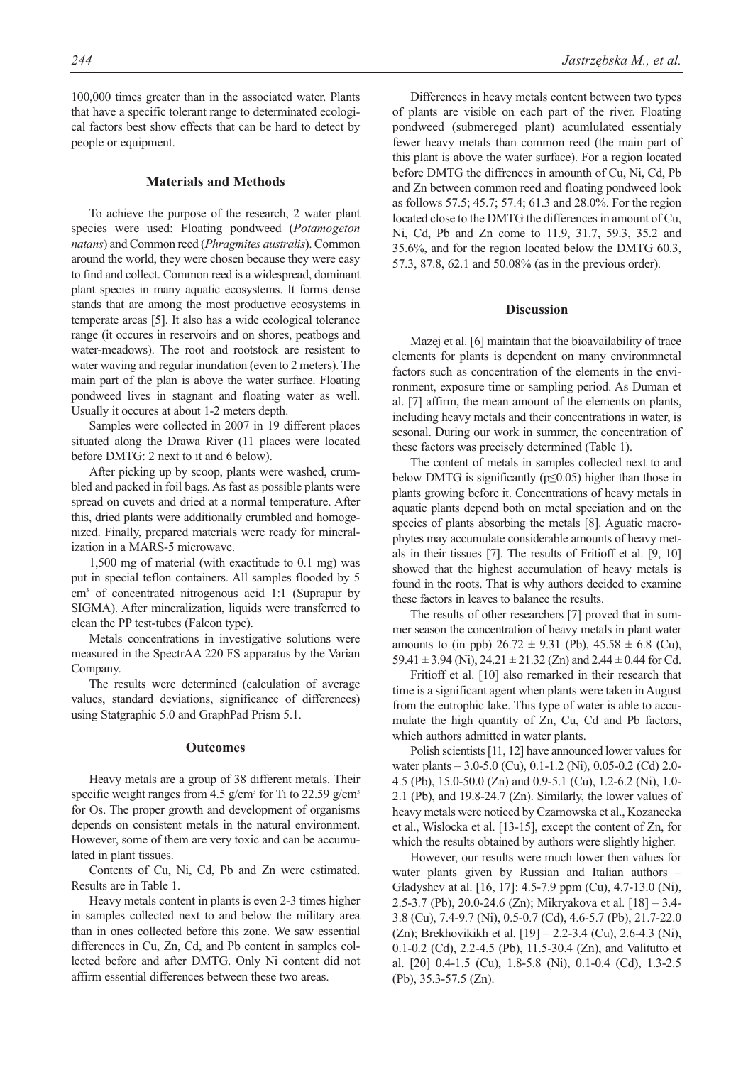100,000 times greater than in the associated water. Plants that have a specific tolerant range to determinated ecological factors best show effects that can be hard to detect by people or equipment.

## Materials and Methods

To achieve the purpose of the research, 2 water plant species were used: Floating pondweed (*Potamogeton natans*) and Common reed (*Phragmites australis*). Common around the world, they were chosen because they were easy to find and collect. Common reed is a widespread, dominant plant species in many aquatic ecosystems. It forms dense stands that are among the most productive ecosystems in temperate areas [5]. It also has a wide ecological tolerance range (it occures in reservoirs and on shores, peatbogs and water-meadows). The root and rootstock are resistent to water waving and regular inundation (even to 2 meters). The main part of the plan is above the water surface. Floating pondweed lives in stagnant and floating water as well. Usually it occures at about 1-2 meters depth.

Samples were collected in 2007 in 19 different places situated along the Drawa River (11 places were located before DMTG: 2 next to it and 6 below).

After picking up by scoop, plants were washed, crumbled and packed in foil bags. As fast as possible plants were spread on cuvets and dried at a normal temperature. After this, dried plants were additionally crumbled and homogenized. Finally, prepared materials were ready for mineralization in a MARS-5 microwave.

1,500 mg of material (with exactitude to 0.1 mg) was put in special teflon containers. All samples flooded by 5 $cm^3$ of concentrated nitrogenous acid 1:1 (Suprapur by SIGMA). After mineralization, liquids were transferred to clean the PP test-tubes (Falcon type).

Metals concentrations in investigative solutions were measured in the SpectrAA 220 FS apparatus by the Varian Company.

The results were determined (calculation of average values, standard deviations, significance of differences) using Statgraphic 5.0 and GraphPad Prism 5.1.

## Outcomes

Heavy metals are a group of 38 different metals. Their specific weight ranges from 4.5 $g/cm^3$ for Ti to 22.59 $g/cm^3$ for Os. The proper growth and development of organisms depends on consistent metals in the natural environment. However, some of them are very toxic and can be accumulated in plant tissues.

Contents of Cu, Ni, Cd, Pb and Zn were estimated. Results are in Table 1.

Heavy metals content in plants is even 2-3 times higher in samples collected next to and below the military area than in ones collected before this zone. We saw essential differences in Cu, Zn, Cd, and Pb content in samples collected before and after DMTG. Only Ni content did not affirm essential differences between these two areas.

Differences in heavy metals content between two types of plants are visible on each part of the river. Floating pondweed (submereged plant) acumlulated essentialy fewer heavy metals than common reed (the main part of this plant is above the water surface). For a region located before DMTG the diffrences in amounth of Cu, Ni, Cd, Pb and Zn between common reed and floating pondweed look as follows 57.5; 45.7; 57.4; 61.3 and 28.0%. For the region located close to the DMTG the differences in amount of Cu, Ni, Cd, Pb and Zn come to 11.9, 31.7, 59.3, 35.2 and 35.6%, and for the region located below the DMTG 60.3, 57.3, 87.8, 62.1 and 50.08% (as in the previous order).

## Discussion

Mazej et al. [6] maintain that the bioavailability of trace elements for plants is dependent on many environmnetal factors such as concentration of the elements in the environment, exposure time or sampling period. As Duman et al. [7] affirm, the mean amount of the elements on plants, including heavy metals and their concentrations in water, is sesonal. During our work in summer, the concentration of these factors was precisely determined (Table 1).

The content of metals in samples collected next to and below DMTG is significantly ($p \leq 0.05$) higher than those in plants growing before it. Concentrations of heavy metals in aquatic plants depend both on metal speciation and on the species of plants absorbing the metals [8]. Aguatic macrophytes may accumulate considerable amounts of heavy metals in their tissues [7]. The results of Fritioff et al. [9, 10] showed that the highest accumulation of heavy metals is found in the roots. That is why authors decided to examine these factors in leaves to balance the results.

The results of other researchers [7] proved that in summer season the concentration of heavy metals in plant water amounts to (in ppb) $26.72 \pm 9.31$ (Pb), $45.58 \pm 6.8$ (Cu), $59.41 \pm 3.94$ (Ni), $24.21 \pm 21.32$ (Zn) and $2.44 \pm 0.44$ for Cd.

Fritioff et al. [10] also remarked in their research that time is a significant agent when plants were taken in August from the eutrophic lake. This type of water is able to accumulate the high quantity of Zn, Cu, Cd and Pb factors, which authors admitted in water plants.

Polish scientists [11, 12] have announced lower values for water plants – 3.0-5.0 (Cu), 0.1-1.2 (Ni), 0.05-0.2 (Cd) 2.0-4.5 (Pb), 15.0-50.0 (Zn) and 0.9-5.1 (Cu), 1.2-6.2 (Ni), 1.0-2.1 (Pb), and 19.8-24.7 (Zn). Similarly, the lower values of heavy metals were noticed by Czarnowska et al., Kozanecka et al., Wislocka et al. [13-15], except the content of Zn, for which the results obtained by authors were slightly higher.

However, our results were much lower then values for water plants given by Russian and Italian authors – Gladyshev at al. [16, 17]: 4.5-7.9 ppm (Cu), 4.7-13.0 (Ni), 2.5-3.7 (Pb), 20.0-24.6 (Zn); Mikryakova et al. [18] – 3.4-3.8 (Cu), 7.4-9.7 (Ni), 0.5-0.7 (Cd), 4.6-5.7 (Pb), 21.7-22.0 (Zn); Brekhovikikh et al. [19] – 2.2-3.4 (Cu), 2.6-4.3 (Ni), 0.1-0.2 (Cd), 2.2-4.5 (Pb), 11.5-30.4 (Zn), and Valitutto et al. [20] 0.4-1.5 (Cu), 1.8-5.8 (Ni), 0.1-0.4 (Cd), 1.3-2.5 (Pb), 35.3-57.5 (Zn).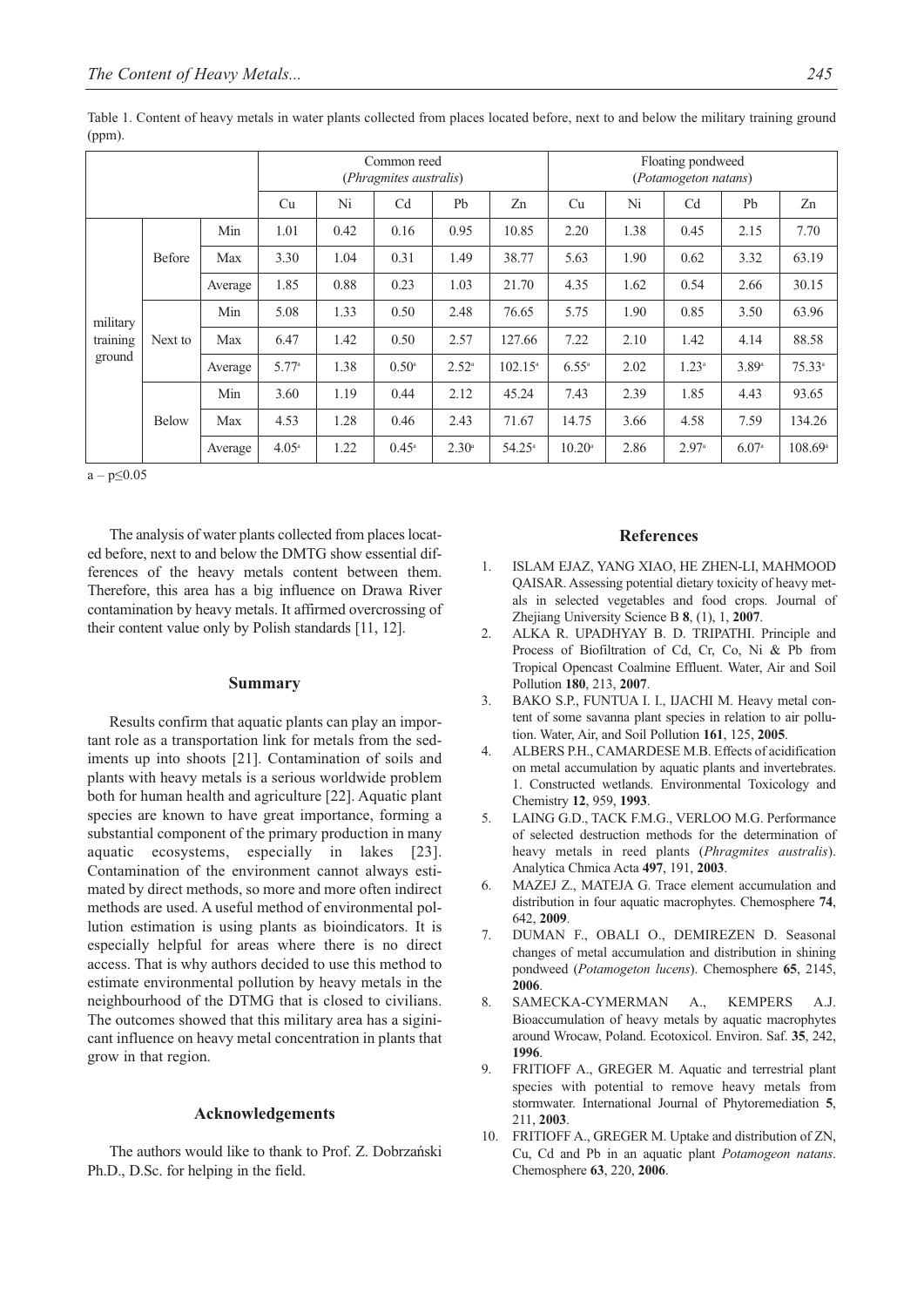Table 1. Content of heavy metals in water plants collected from places located before, next to and below the military training ground (ppm).

| | | | Common reed (*Phragmites australis*) | | | | | Floating pondweed (*Potamogeton natans*) | | | | |
|---|---|---|---|---|---|---|---|---|---|---|---|---|
| | | | Cu | Ni | Cd | Pb | Zn | Cu | Ni | Cd | Pb | Zn |
| military training ground | Before | Min | 1.01 | 0.42 | 0.16 | 0.95 | 10.85 | 2.20 | 1.38 | 0.45 | 2.15 | 7.70 |
| | | Max | 3.30 | 1.04 | 0.31 | 1.49 | 38.77 | 5.63 | 1.90 | 0.62 | 3.32 | 63.19 |
| | | Average | 1.85 | 0.88 | 0.23 | 1.03 | 21.70 | 4.35 | 1.62 | 0.54 | 2.66 | 30.15 |
| | Next to | Min | 5.08 | 1.33 | 0.50 | 2.48 | 76.65 | 5.75 | 1.90 | 0.85 | 3.50 | 63.96 |
| | | Max | 6.47 | 1.42 | 0.50 | 2.57 | 127.66 | 7.22 | 2.10 | 1.42 | 4.14 | 88.58 |
| | | Average | 5.77[a] | 1.38 | 0.50[a] | 2.52[a] | 102.15[a] | 6.55[a] | 2.02 | 1.23[a] | 3.89[a] | 75.33[a] |
| | Below | Min | 3.60 | 1.19 | 0.44 | 2.12 | 45.24 | 7.43 | 2.39 | 1.85 | 4.43 | 93.65 |
| | | Max | 4.53 | 1.28 | 0.46 | 2.43 | 71.67 | 14.75 | 3.66 | 4.58 | 7.59 | 134.26 |
| | | Average | 4.05[a] | 1.22 | 0.45[a] | 2.30[a] | 54.25[a] | 10.20[a] | 2.86 | 2.97[a] | 6.07[a] | 108.69[a] |

a – $p \leq 0.05$

The analysis of water plants collected from places located before, next to and below the DMTG show essential differences of the heavy metals content between them. Therefore, this area has a big influence on Drawa River contamination by heavy metals. It affirmed overcrossing of their content value only by Polish standards [11, 12].

## Summary

Results confirm that aquatic plants can play an important role as a transportation link for metals from the sediments up into shoots [21]. Contamination of soils and plants with heavy metals is a serious worldwide problem both for human health and agriculture [22]. Aquatic plant species are known to have great importance, forming a substantial component of the primary production in many aquatic ecosystems, especially in lakes [23]. Contamination of the environment cannot always estimated by direct methods, so more and more often indirect methods are used. A useful method of environmental pollution estimation is using plants as bioindicators. It is especially helpful for areas where there is no direct access. That is why authors decided to use this method to estimate environmental pollution by heavy metals in the neighbourhood of the DTMG that is closed to civilians. The outcomes showed that this military area has a siginicant influence on heavy metal concentration in plants that grow in that region.

## Acknowledgements

The authors would like to thank to Prof. Z. Dobrzański Ph.D., D.Sc. for helping in the field.

## References

1. ISLAM EJAZ, YANG XIAO, HE ZHEN-LI, MAHMOOD QAISAR. Assessing potential dietary toxicity of heavy metals in selected vegetables and food crops. Journal of Zhejiang University Science B **8**, (1), 1, **2007**.
2. ALKA R. UPADHYAY B. D. TRIPATHI. Principle and Process of Biofiltration of Cd, Cr, Co, Ni & Pb from Tropical Opencast Coalmine Effluent. Water, Air and Soil Pollution **180**, 213, **2007**.
3. BAKO S.P., FUNTUA I. I., IJACHI M. Heavy metal content of some savanna plant species in relation to air pollution. Water, Air, and Soil Pollution **161**, 125, **2005**.
4. ALBERS P.H., CAMARDESE M.B. Effects of acidification on metal accumulation by aquatic plants and invertebrates. 1. Constructed wetlands. Environmental Toxicology and Chemistry **12**, 959, **1993**.
5. LAING G.D., TACK F.M.G., VERLOO M.G. Performance of selected destruction methods for the determination of heavy metals in reed plants (*Phragmites australis*). Analytica Chmica Acta **497**, 191, **2003**.
6. MAZEJ Z., MATEJA G. Trace element accumulation and distribution in four aquatic macrophytes. Chemosphere **74**, 642, **2009**.
7. DUMAN F., OBALI O., DEMIREZEN D. Seasonal changes of metal accumulation and distribution in shining pondweed (*Potamogeton lucens*). Chemosphere **65**, 2145, **2006**.
8. SAMECKA-CYMERMAN A., KEMPERS A.J. Bioaccumulation of heavy metals by aquatic macrophytes around Wrocaw, Poland. Ecotoxicol. Environ. Saf. **35**, 242, **1996**.
9. FRITIOFF A., GREGER M. Aquatic and terrestrial plant species with potential to remove heavy metals from stormwater. International Journal of Phytoremediation **5**, 211, **2003**.
10. FRITIOFF A., GREGER M. Uptake and distribution of ZN, Cu, Cd and Pb in an aquatic plant *Potamogeon natans*. Chemosphere **63**, 220, **2006**.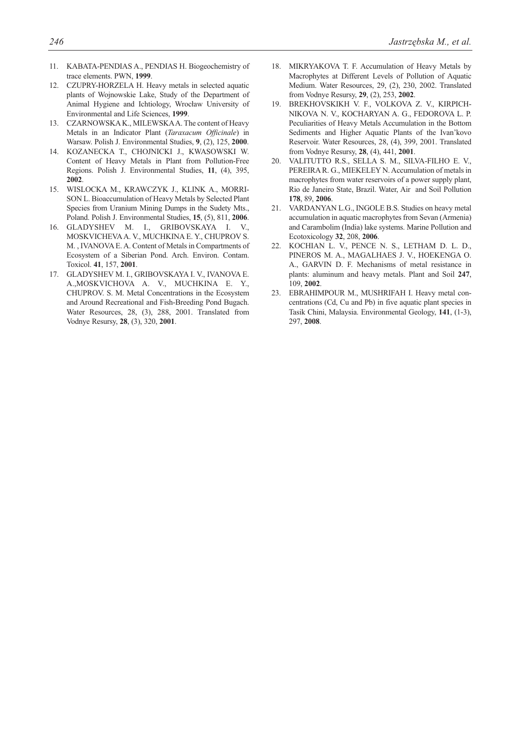11. KABATA-PENDIAS A., PENDIAS H. Biogeochemistry of trace elements. PWN, **1999**.
12. CZUPRY-HORZELA H. Heavy metals in selected aquatic plants of Wojnowskie Lake, Study of the Department of Animal Hygiene and Ichtiology, Wrocław University of Environmental and Life Sciences, **1999**.
13. CZARNOWSKA K., MILEWSKA A. The content of Heavy Metals in an Indicator Plant (*Taraxacum Officinale*) in Warsaw. Polish J. Environmental Studies, **9**, (2), 125, **2000**.
14. KOZANECKA T., CHOJNICKI J., KWASOWSKI W. Content of Heavy Metals in Plant from Pollution-Free Regions. Polish J. Environmental Studies, **11**, (4), 395, **2002**.
15. WISLOCKA M., KRAWCZYK J., KLINK A., MORRISON L. Bioaccumulation of Heavy Metals by Selected Plant Species from Uranium Mining Dumps in the Sudety Mts., Poland. Polish J. Environmental Studies, **15**, (5), 811, **2006**.
16. GLADYSHEV M. I., GRIBOVSKAYA I. V., MOSKVICHEVA A. V., MUCHKINA E. Y., CHUPROV S. M. , IVANOVA E. A. Content of Metals in Compartments of Ecosystem of a Siberian Pond. Arch. Environ. Contam. Toxicol. **41**, 157, **2001**.
17. GLADYSHEV M. I., GRIBOVSKAYA I. V., IVANOVA E. A.,MOSKVICHOVA A. V., MUCHKINA E. Y., CHUPROV. S. M. Metal Concentrations in the Ecosystem and Around Recreational and Fish-Breeding Pond Bugach. Water Resources, 28, (3), 288, 2001. Translated from Vodnye Resursy, **28**, (3), 320, **2001**.
18. MIKRYAKOVA T. F. Accumulation of Heavy Metals by Macrophytes at Different Levels of Pollution of Aquatic Medium. Water Resources, 29, (2), 230, 2002. Translated from Vodnye Resursy, **29**, (2), 253, **2002**.
19. BREKHOVSKIKH V. F., VOLKOVA Z. V., KIRPICHNIKOVA N. V., KOCHARYAN A. G., FEDOROVA L. P. Peculiarities of Heavy Metals Accumulation in the Bottom Sediments and Higher Aquatic Plants of the Ivan'kovo Reservoir. Water Resources, 28, (4), 399, 2001. Translated from Vodnye Resursy, **28**, (4), 441, **2001**.
20. VALITUTTO R.S., SELLA S. M., SILVA-FILHO E. V., PEREIRA R. G., MIEKELEY N. Accumulation of metals in macrophytes from water reservoirs of a power supply plant, Rio de Janeiro State, Brazil. Water, Air and Soil Pollution **178**, 89, **2006**.
21. VARDANYAN L.G., INGOLE B.S. Studies on heavy metal accumulation in aquatic macrophytes from Sevan (Armenia) and Carambolim (India) lake systems. Marine Pollution and Ecotoxicology **32**, 208, **2006**.
22. KOCHIAN L. V., PENCE N. S., LETHAM D. L. D., PINEROS M. A., MAGALHAES J. V., HOEKENGA O. A., GARVIN D. F. Mechanisms of metal resistance in plants: aluminum and heavy metals. Plant and Soil **247**, 109, **2002**.
23. EBRAHIMPOUR M., MUSHRIFAH I. Heavy metal concentrations (Cd, Cu and Pb) in five aquatic plant species in Tasik Chini, Malaysia. Environmental Geology, **141**, (1-3), 297, **2008**.